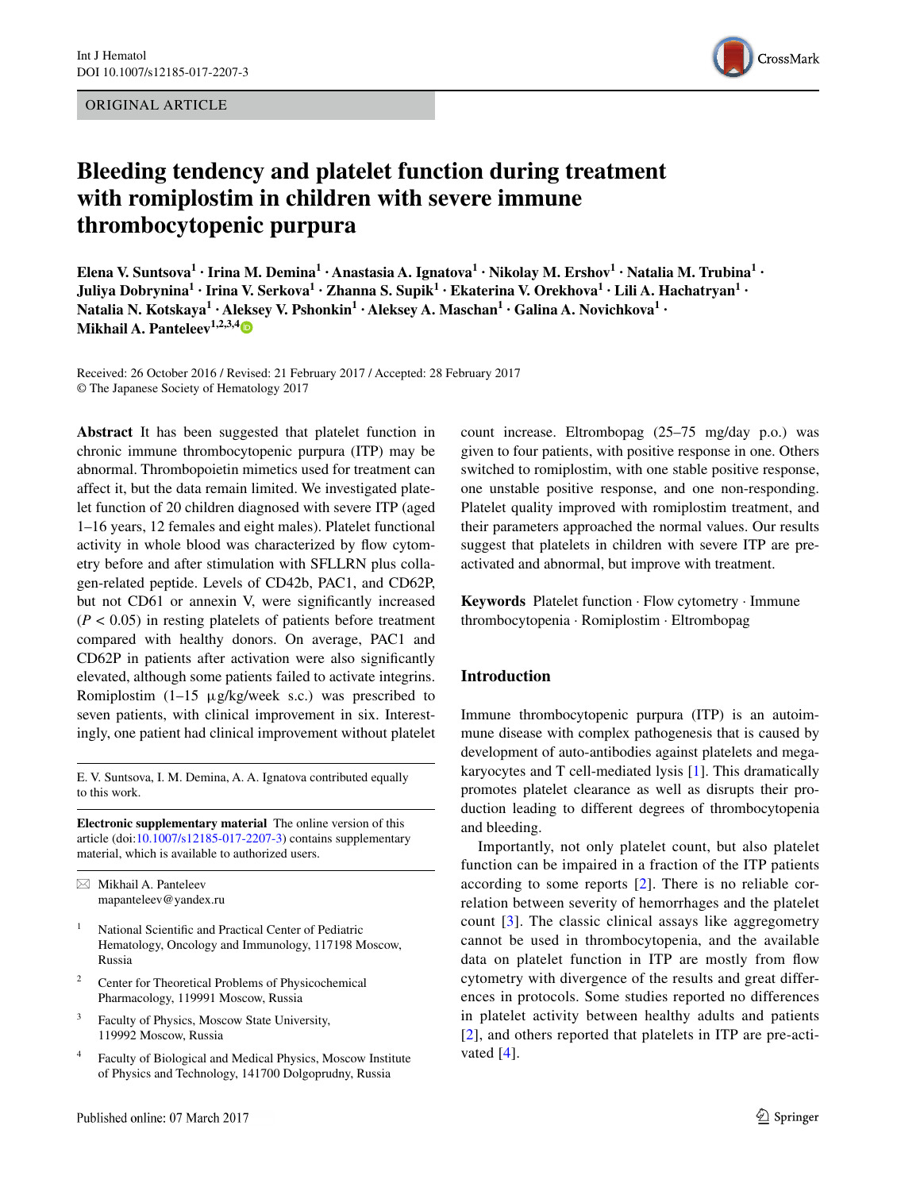ORIGINAL ARTICLE

# Bleeding tendency and platelet function during treatment with romiplostim in children with severe immune thrombocytopenic purpura

**Elena V. Suntsova[1] · Irina M. Demina[1] · Anastasia A. Ignatova[1] · Nikolay M. Ershov[1] · Natalia M. Trubina[1] · Juliya Dobrynina[1] · Irina V. Serkova[1] · Zhanna S. Supik[1] · Ekaterina V. Orekhova[1] · Lili A. Hachatryan[1] · Natalia N. Kotskaya[1] · Aleksey V. Pshonkin[1] · Aleksey A. Maschan[1] · Galina A. Novichkova[1] · Mikhail A. Panteleev[1,2,3,4]**

Received: 26 October 2016 / Revised: 21 February 2017 / Accepted: 28 February 2017
© The Japanese Society of Hematology 2017

**Abstract** It has been suggested that platelet function in chronic immune thrombocytopenic purpura (ITP) may be abnormal. Thrombopoietin mimetics used for treatment can affect it, but the data remain limited. We investigated platelet function of 20 children diagnosed with severe ITP (aged 1–16 years, 12 females and eight males). Platelet functional activity in whole blood was characterized by flow cytometry before and after stimulation with SFLLRN plus collagen-related peptide. Levels of CD42b, PAC1, and CD62P, but not CD61 or annexin V, were significantly increased ($P < 0.05$) in resting platelets of patients before treatment compared with healthy donors. On average, PAC1 and CD62P in patients after activation were also significantly elevated, although some patients failed to activate integrins. Romiplostim (1–15 μg/kg/week s.c.) was prescribed to seven patients, with clinical improvement in six. Interestingly, one patient had clinical improvement without platelet count increase. Eltrombopag (25–75 mg/day p.o.) was given to four patients, with positive response in one. Others switched to romiplostim, with one stable positive response, one unstable positive response, and one non-responding. Platelet quality improved with romiplostim treatment, and their parameters approached the normal values. Our results suggest that platelets in children with severe ITP are pre-activated and abnormal, but improve with treatment.

**Keywords** Platelet function · Flow cytometry · Immune thrombocytopenia · Romiplostim · Eltrombopag

E. V. Suntsova, I. M. Demina, A. A. Ignatova contributed equally to this work.

**Electronic supplementary material** The online version of this article (doi:10.1007/s12185-017-2207-3) contains supplementary material, which is available to authorized users.

✉ Mikhail A. Panteleev
mapanteleev@yandex.ru

1 National Scientific and Practical Center of Pediatric Hematology, Oncology and Immunology, 117198 Moscow, Russia

2 Center for Theoretical Problems of Physicochemical Pharmacology, 119991 Moscow, Russia

3 Faculty of Physics, Moscow State University, 119992 Moscow, Russia

4 Faculty of Biological and Medical Physics, Moscow Institute of Physics and Technology, 141700 Dolgoprudny, Russia

## Introduction

Immune thrombocytopenic purpura (ITP) is an autoimmune disease with complex pathogenesis that is caused by development of auto-antibodies against platelets and megakaryocytes and T cell-mediated lysis [1]. This dramatically promotes platelet clearance as well as disrupts their production leading to different degrees of thrombocytopenia and bleeding.

Importantly, not only platelet count, but also platelet function can be impaired in a fraction of the ITP patients according to some reports [2]. There is no reliable correlation between severity of hemorrhages and the platelet count [3]. The classic clinical assays like aggregometry cannot be used in thrombocytopenia, and the available data on platelet function in ITP are mostly from flow cytometry with divergence of the results and great differences in protocols. Some studies reported no differences in platelet activity between healthy adults and patients [2], and others reported that platelets in ITP are pre-activated [4].

Published online: 07 March 2017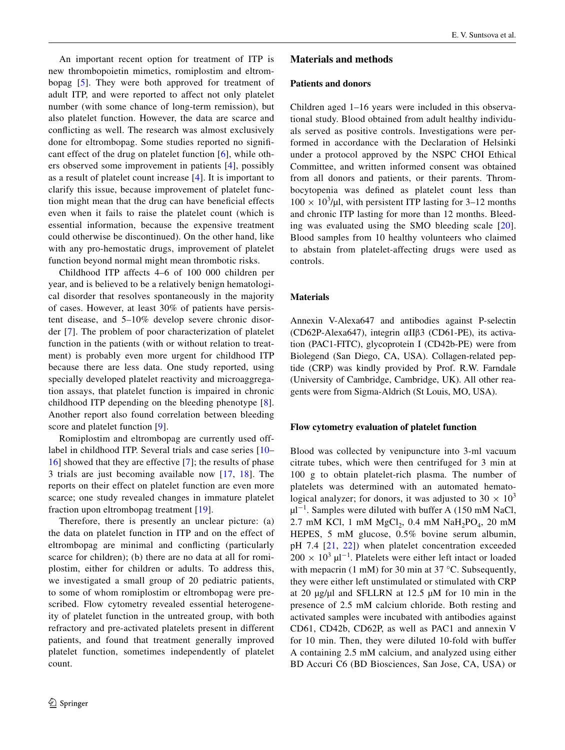An important recent option for treatment of ITP is new thrombopoietin mimetics, romiplostim and eltrombopag [5]. They were both approved for treatment of adult ITP, and were reported to affect not only platelet number (with some chance of long-term remission), but also platelet function. However, the data are scarce and conflicting as well. The research was almost exclusively done for eltrombopag. Some studies reported no significant effect of the drug on platelet function [6], while others observed some improvement in patients [4], possibly as a result of platelet count increase [4]. It is important to clarify this issue, because improvement of platelet function might mean that the drug can have beneficial effects even when it fails to raise the platelet count (which is essential information, because the expensive treatment could otherwise be discontinued). On the other hand, like with any pro-hemostatic drugs, improvement of platelet function beyond normal might mean thrombotic risks.

Childhood ITP affects 4–6 of 100 000 children per year, and is believed to be a relatively benign hematological disorder that resolves spontaneously in the majority of cases. However, at least 30% of patients have persistent disease, and 5–10% develop severe chronic disorder [7]. The problem of poor characterization of platelet function in the patients (with or without relation to treatment) is probably even more urgent for childhood ITP because there are less data. One study reported, using specially developed platelet reactivity and microaggregation assays, that platelet function is impaired in chronic childhood ITP depending on the bleeding phenotype [8]. Another report also found correlation between bleeding score and platelet function [9].

Romiplostim and eltrombopag are currently used off-label in childhood ITP. Several trials and case series [10–16] showed that they are effective [7]; the results of phase 3 trials are just becoming available now [17, 18]. The reports on their effect on platelet function are even more scarce; one study revealed changes in immature platelet fraction upon eltrombopag treatment [19].

Therefore, there is presently an unclear picture: (a) the data on platelet function in ITP and on the effect of eltrombopag are minimal and conflicting (particularly scarce for children); (b) there are no data at all for romiplostim, either for children or adults. To address this, we investigated a small group of 20 pediatric patients, to some of whom romiplostim or eltrombopag were prescribed. Flow cytometry revealed essential heterogeneity of platelet function in the untreated group, with both refractory and pre-activated platelets present in different patients, and found that treatment generally improved platelet function, sometimes independently of platelet count.

## Materials and methods

### Patients and donors

Children aged 1–16 years were included in this observational study. Blood obtained from adult healthy individuals served as positive controls. Investigations were performed in accordance with the Declaration of Helsinki under a protocol approved by the NSPC CHOI Ethical Committee, and written informed consent was obtained from all donors and patients, or their parents. Thrombocytopenia was defined as platelet count less than $100 \times 10^3$/μl, with persistent ITP lasting for 3–12 months and chronic ITP lasting for more than 12 months. Bleeding was evaluated using the SMO bleeding scale [20]. Blood samples from 10 healthy volunteers who claimed to abstain from platelet-affecting drugs were used as controls.

### Materials

Annexin V-Alexa647 and antibodies against P-selectin (CD62P-Alexa647), integrin αIIβ3 (CD61-PE), its activation (PAC1-FITC), glycoprotein I (CD42b-PE) were from Biolegend (San Diego, CA, USA). Collagen-related peptide (CRP) was kindly provided by Prof. R.W. Farndale (University of Cambridge, Cambridge, UK). All other reagents were from Sigma-Aldrich (St Louis, MO, USA).

### Flow cytometry evaluation of platelet function

Blood was collected by venipuncture into 3-ml vacuum citrate tubes, which were then centrifuged for 3 min at 100 g to obtain platelet-rich plasma. The number of platelets was determined with an automated hematological analyzer; for donors, it was adjusted to $30 \times 10^3$ $\mu l^{-1}$. Samples were diluted with buffer A (150 mM NaCl, 2.7 mM KCl, 1 mM $MgCl_2$, 0.4 mM $NaH_2PO_4$, 20 mM HEPES, 5 mM glucose, 0.5% bovine serum albumin, pH 7.4 [21, 22]) when platelet concentration exceeded $200 \times 10^3$ $\mu l^{-1}$. Platelets were either left intact or loaded with mepacrin (1 mM) for 30 min at 37 °C. Subsequently, they were either left unstimulated or stimulated with CRP at 20 μg/μl and SFLLRN at 12.5 μM for 10 min in the presence of 2.5 mM calcium chloride. Both resting and activated samples were incubated with antibodies against CD61, CD42b, CD62P, as well as PAC1 and annexin V for 10 min. Then, they were diluted 10-fold with buffer A containing 2.5 mM calcium, and analyzed using either BD Accuri C6 (BD Biosciences, San Jose, CA, USA) or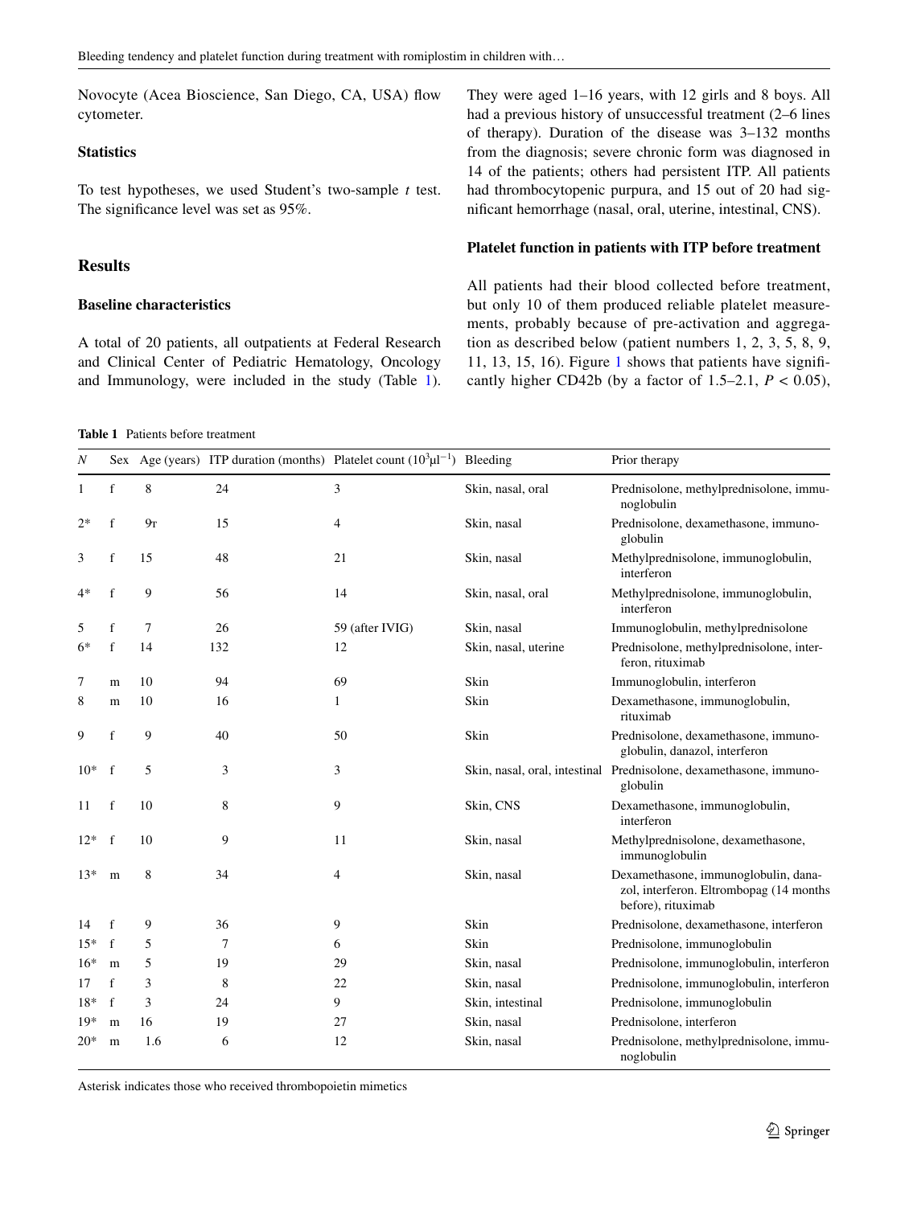Novocyte (Acea Bioscience, San Diego, CA, USA) flow cytometer.

### Statistics

To test hypotheses, we used Student's two-sample *t* test. The significance level was set as 95%.

## Results

### Baseline characteristics

A total of 20 patients, all outpatients at Federal Research and Clinical Center of Pediatric Hematology, Oncology and Immunology, were included in the study (Table 1). They were aged 1–16 years, with 12 girls and 8 boys. All had a previous history of unsuccessful treatment (2–6 lines of therapy). Duration of the disease was 3–132 months from the diagnosis; severe chronic form was diagnosed in 14 of the patients; others had persistent ITP. All patients had thrombocytopenic purpura, and 15 out of 20 had significant hemorrhage (nasal, oral, uterine, intestinal, CNS).

### Platelet function in patients with ITP before treatment

All patients had their blood collected before treatment, but only 10 of them produced reliable platelet measurements, probably because of pre-activation and aggregation as described below (patient numbers 1, 2, 3, 5, 8, 9, 11, 13, 15, 16). Figure 1 shows that patients have significantly higher CD42b (by a factor of 1.5–2.1, $P < 0.05$),

**Table 1** Patients before treatment

| *N* | Sex | Age (years) | ITP duration (months) | Platelet count ($10^3 \mu l^{-1}$) | Bleeding | Prior therapy |
|---|---|---|---|---|---|---|
| 1 | f | 8 | 24 | 3 | Skin, nasal, oral | Prednisolone, methylprednisolone, immunoglobulin |
| 2* | f | 9r | 15 | 4 | Skin, nasal | Prednisolone, dexamethasone, immunoglobulin |
| 3 | f | 15 | 48 | 21 | Skin, nasal | Methylprednisolone, immunoglobulin, interferon |
| 4* | f | 9 | 56 | 14 | Skin, nasal, oral | Methylprednisolone, immunoglobulin, interferon |
| 5 | f | 7 | 26 | 59 (after IVIG) | Skin, nasal | Immunoglobulin, methylprednisolone |
| 6* | f | 14 | 132 | 12 | Skin, nasal, uterine | Prednisolone, methylprednisolone, interferon, rituximab |
| 7 | m | 10 | 94 | 69 | Skin | Immunoglobulin, interferon |
| 8 | m | 10 | 16 | 1 | Skin | Dexamethasone, immunoglobulin, rituximab |
| 9 | f | 9 | 40 | 50 | Skin | Prednisolone, dexamethasone, immunoglobulin, danazol, interferon |
| 10* | f | 5 | 3 | 3 | Skin, nasal, oral, intestinal | Prednisolone, dexamethasone, immunoglobulin |
| 11 | f | 10 | 8 | 9 | Skin, CNS | Dexamethasone, immunoglobulin, interferon |
| 12* | f | 10 | 9 | 11 | Skin, nasal | Methylprednisolone, dexamethasone, immunoglobulin |
| 13* | m | 8 | 34 | 4 | Skin, nasal | Dexamethasone, immunoglobulin, danazol, interferon. Eltrombopag (14 months before), rituximab |
| 14 | f | 9 | 36 | 9 | Skin | Prednisolone, dexamethasone, interferon |
| 15* | f | 5 | 7 | 6 | Skin | Prednisolone, immunoglobulin |
| 16* | m | 5 | 19 | 29 | Skin, nasal | Prednisolone, immunoglobulin, interferon |
| 17 | f | 3 | 8 | 22 | Skin, nasal | Prednisolone, immunoglobulin, interferon |
| 18* | f | 3 | 24 | 9 | Skin, intestinal | Prednisolone, immunoglobulin |
| 19* | m | 16 | 19 | 27 | Skin, nasal | Prednisolone, interferon |
| 20* | m | 1.6 | 6 | 12 | Skin, nasal | Prednisolone, methylprednisolone, immunoglobulin |

Asterisk indicates those who received thrombopoietin mimetics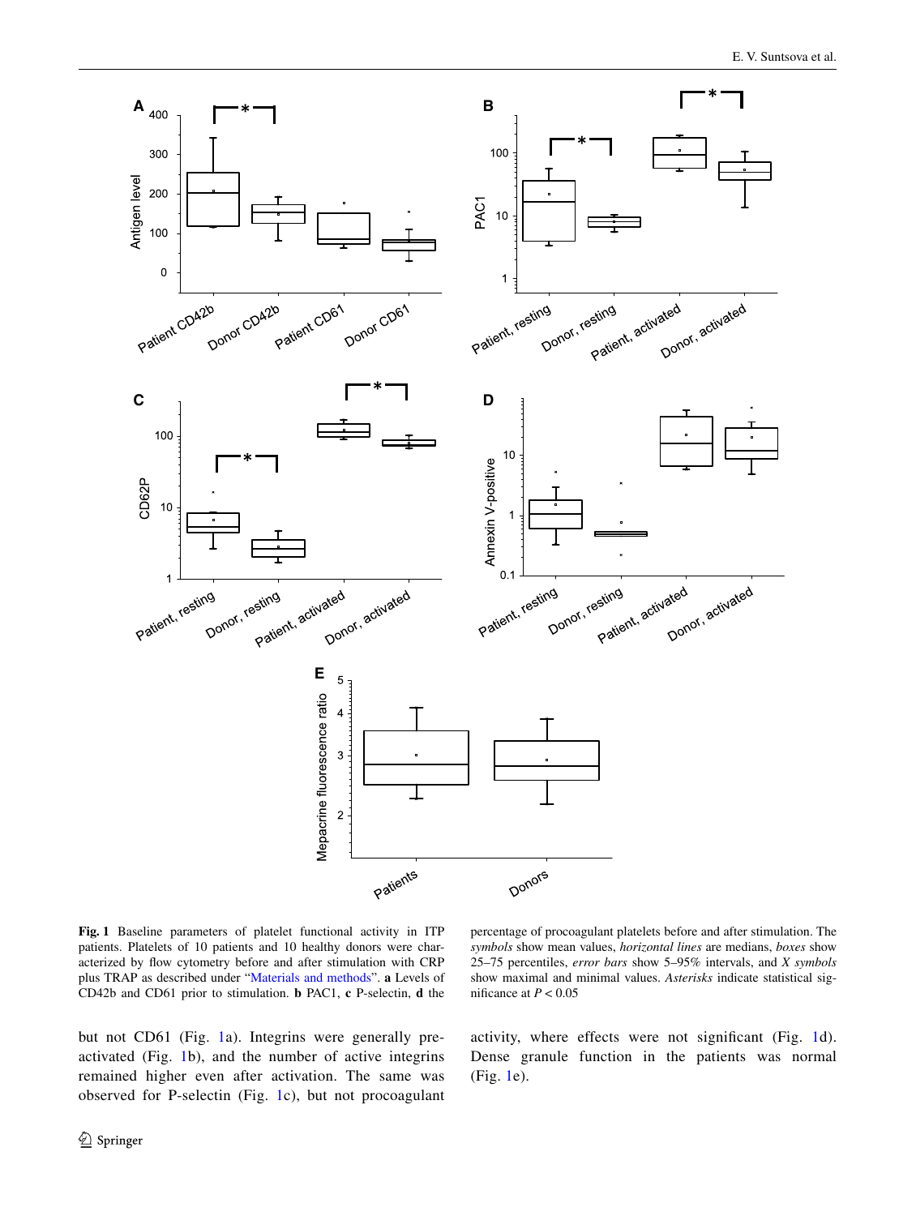**Fig. 1** Baseline parameters of platelet functional activity in ITP patients. Platelets of 10 patients and 10 healthy donors were characterized by flow cytometry before and after stimulation with CRP plus TRAP as described under "Materials and methods". **a** Levels of CD42b and CD61 prior to stimulation. **b** PAC1, **c** P-selectin, **d** the percentage of procoagulant platelets before and after stimulation. The *symbols* show mean values, *horizontal lines* are medians, *boxes* show 25–75 percentiles, *error bars* show 5–95% intervals, and *X symbols* show maximal and minimal values. *Asterisks* indicate statistical significance at $P < 0.05$

but not CD61 (Fig. 1a). Integrins were generally pre-activated (Fig. 1b), and the number of active integrins remained higher even after activation. The same was observed for P-selectin (Fig. 1c), but not procoagulant activity, where effects were not significant (Fig. 1d). Dense granule function in the patients was normal (Fig. 1e).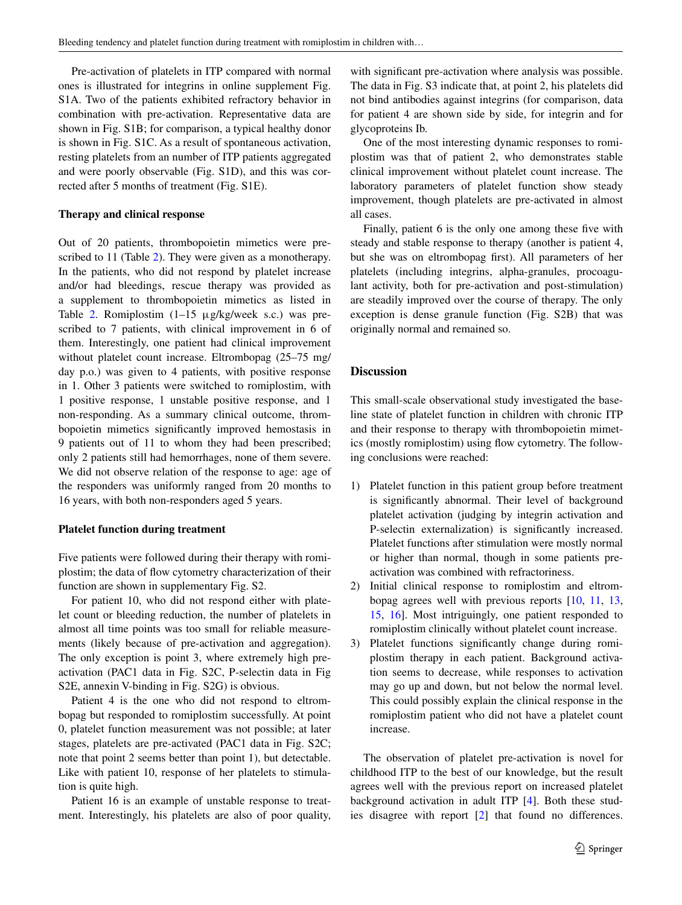Pre-activation of platelets in ITP compared with normal ones is illustrated for integrins in online supplement Fig. S1A. Two of the patients exhibited refractory behavior in combination with pre-activation. Representative data are shown in Fig. S1B; for comparison, a typical healthy donor is shown in Fig. S1C. As a result of spontaneous activation, resting platelets from an number of ITP patients aggregated and were poorly observable (Fig. S1D), and this was corrected after 5 months of treatment (Fig. S1E).

### Therapy and clinical response

Out of 20 patients, thrombopoietin mimetics were prescribed to 11 (Table 2). They were given as a monotherapy. In the patients, who did not respond by platelet increase and/or had bleedings, rescue therapy was provided as a supplement to thrombopoietin mimetics as listed in Table 2. Romiplostim (1–15 µg/kg/week s.c.) was prescribed to 7 patients, with clinical improvement in 6 of them. Interestingly, one patient had clinical improvement without platelet count increase. Eltrombopag (25–75 mg/day p.o.) was given to 4 patients, with positive response in 1. Other 3 patients were switched to romiplostim, with 1 positive response, 1 unstable positive response, and 1 non-responding. As a summary clinical outcome, thrombopoietin mimetics significantly improved hemostasis in 9 patients out of 11 to whom they had been prescribed; only 2 patients still had hemorrhages, none of them severe. We did not observe relation of the response to age: age of the responders was uniformly ranged from 20 months to 16 years, with both non-responders aged 5 years.

### Platelet function during treatment

Five patients were followed during their therapy with romiplostim; the data of flow cytometry characterization of their function are shown in supplementary Fig. S2.

For patient 10, who did not respond either with platelet count or bleeding reduction, the number of platelets in almost all time points was too small for reliable measurements (likely because of pre-activation and aggregation). The only exception is point 3, where extremely high pre-activation (PAC1 data in Fig. S2C, P-selectin data in Fig S2E, annexin V-binding in Fig. S2G) is obvious.

Patient 4 is the one who did not respond to eltrombopag but responded to romiplostim successfully. At point 0, platelet function measurement was not possible; at later stages, platelets are pre-activated (PAC1 data in Fig. S2C; note that point 2 seems better than point 1), but detectable. Like with patient 10, response of her platelets to stimulation is quite high.

Patient 16 is an example of unstable response to treatment. Interestingly, his platelets are also of poor quality, with significant pre-activation where analysis was possible. The data in Fig. S3 indicate that, at point 2, his platelets did not bind antibodies against integrins (for comparison, data for patient 4 are shown side by side, for integrin and for glycoproteins Ib.

One of the most interesting dynamic responses to romiplostim was that of patient 2, who demonstrates stable clinical improvement without platelet count increase. The laboratory parameters of platelet function show steady improvement, though platelets are pre-activated in almost all cases.

Finally, patient 6 is the only one among these five with steady and stable response to therapy (another is patient 4, but she was on eltrombopag first). All parameters of her platelets (including integrins, alpha-granules, procoagulant activity, both for pre-activation and post-stimulation) are steadily improved over the course of therapy. The only exception is dense granule function (Fig. S2B) that was originally normal and remained so.

## Discussion

This small-scale observational study investigated the baseline state of platelet function in children with chronic ITP and their response to therapy with thrombopoietin mimetics (mostly romiplostim) using flow cytometry. The following conclusions were reached:

1) Platelet function in this patient group before treatment is significantly abnormal. Their level of background platelet activation (judging by integrin activation and P-selectin externalization) is significantly increased. Platelet functions after stimulation were mostly normal or higher than normal, though in some patients pre-activation was combined with refractoriness.
2) Initial clinical response to romiplostim and eltrombopag agrees well with previous reports [10, 11, 13, 15, 16]. Most intriguingly, one patient responded to romiplostim clinically without platelet count increase.
3) Platelet functions significantly change during romiplostim therapy in each patient. Background activation seems to decrease, while responses to activation may go up and down, but not below the normal level. This could possibly explain the clinical response in the romiplostim patient who did not have a platelet count increase.

The observation of platelet pre-activation is novel for childhood ITP to the best of our knowledge, but the result agrees well with the previous report on increased platelet background activation in adult ITP [4]. Both these studies disagree with report [2] that found no differences.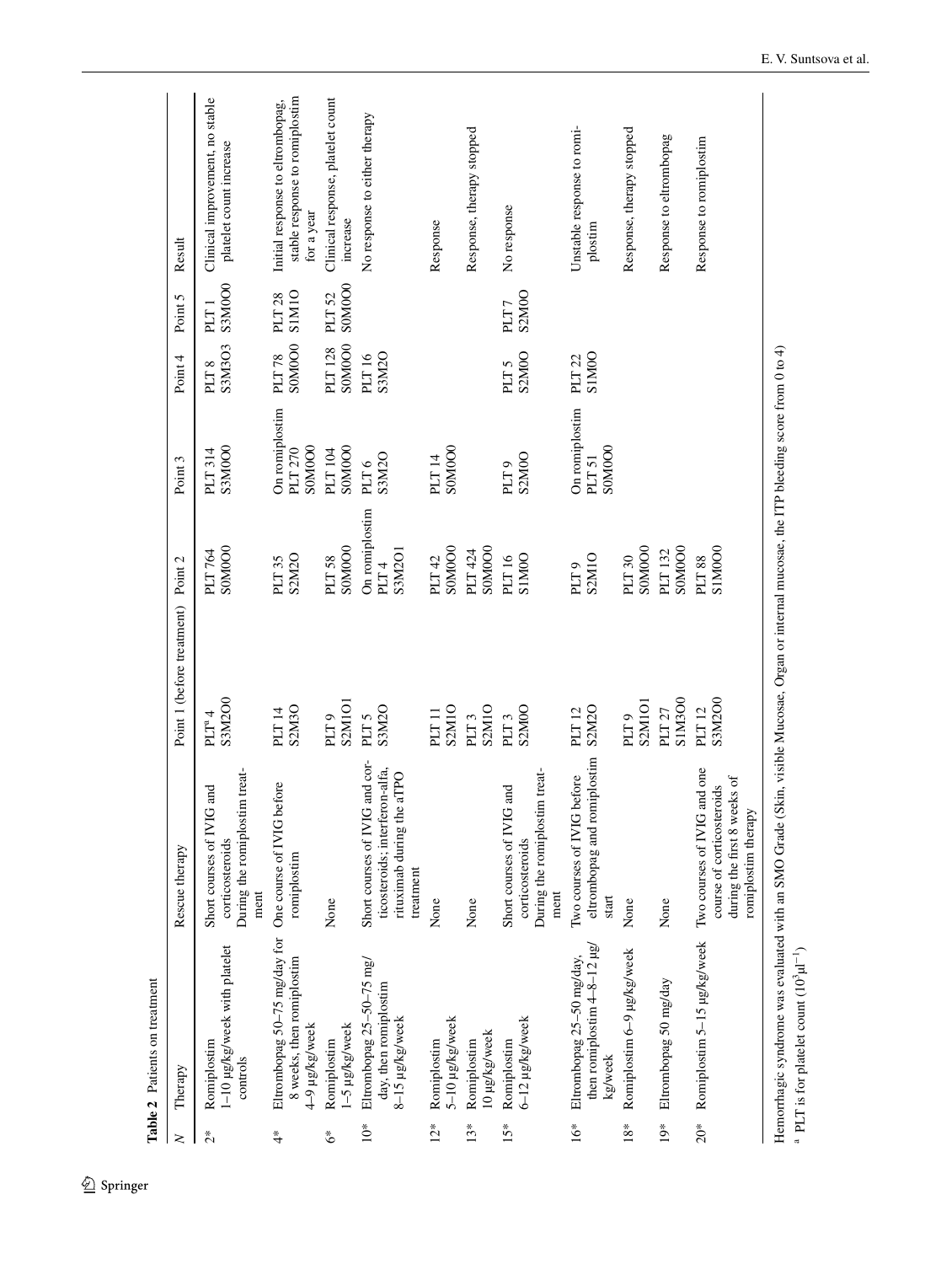**Table 2** Patients on treatment

| N | Therapy | Rescue therapy | Point 1 (before treatment) | Point 2 | Point 3 | Point 4 | Point 5 | Result |
|---|---|---|---|---|---|---|---|---|
| 2* | Romiplostim 1–10 µg/kg/week with platelet controls | Short courses of IVIG and corticosteroids During the romiplostim treatment | PLT[a] 4 S3M2O0 | PLT 764 S0M0O0 | PLT 314 S3M0O0 | PLT 8 S3M3O3 | PLT 1 S3M0O0 | Clinical improvement, no stable platelet count increase |
| 4* | Eltrombopag 50–75 mg/day for 8 weeks, then romiplostim 4–9 µg/kg/week | One course of IVIG before romiplostim | PLT 14 S2M3O | PLT 35 S2M2O | On romiplostim PLT 270 S0M0O0 | PLT 78 S0M0O0 | PLT 28 S1M1O | Initial response to eltrombopag, stable response to romiplostim for a year |
| 6* | Romiplostim 1–5 µg/kg/week | None | PLT 9 S2M1O1 | PLT 58 S0M0O0 | PLT 104 S0M0O0 | PLT 128 S0M0O0 | PLT 52 S0M0O0 | Clinical response, platelet count increase |
| 10* | Eltrombopag 25–50–75 mg/day, then romiplostim 8–15 µg/kg/week | Short courses of IVIG and corticosteroids; interferon-alfa, rituximab during the aTPO treatment | PLT 5 S3M2O | On romiplostim PLT 4 S3M2O1 | PLT 6 S3M2O | PLT 16 S3M2O | | No response to either therapy |
| 12* | Romiplostim 5–10 µg/kg/week | None | PLT 11 S2M1O | PLT 42 S0M0O0 | PLT 14 S0M0O0 | | | Response |
| 13* | Romiplostim 10 µg/kg/week | None | PLT 3 S2M1O | PLT 424 S0M0O0 | | | | Response, therapy stopped |
| 15* | Romiplostim 6–12 µg/kg/week | Short courses of IVIG and corticosteroids During the romiplostim treatment | PLT 3 S2M0O | PLT 16 S1M0O | PLT 9 S2M0O | PLT 5 S2M0O | PLT 7 S2M0O | No response |
| 16* | Eltrombopag 25–50 mg/day, then romiplostim 4–8–12 µg/kg/week | Two courses of IVIG before eltrombopag and romiplostim start | PLT 12 S2M2O | PLT 9 S2M1O | On romiplostim PLT 51 S0M0O | PLT 22 S1M0O | | Unstable response to romiplostim |
| 18* | Romiplostim 6–9 µg/kg/week | None | PLT 9 S2M1O1 | PLT 30 S0M0O0 | | | | Response, therapy stopped |
| 19* | Eltrombopag 50 mg/day | None | PLT 27 S1M3O0 | PLT 132 S0M0O0 | | | | Response to eltrombopag |
| 20* | Romiplostim 5–15 µg/kg/week | Two courses of IVIG and one course of corticosteroids during the first 8 weeks of romiplostim therapy | PLT 12 S3M2O0 | PLT 88 S1M0O0 | | | | Response to romiplostim |

Hemorrhagic syndrome was evaluated with an SMO Grade (Skin, visible Mucosae, Organ or internal mucosae, the ITP bleeding score from 0 to 4)

[a] PLT is for platelet count ($10^3 \mu l^{-1}$)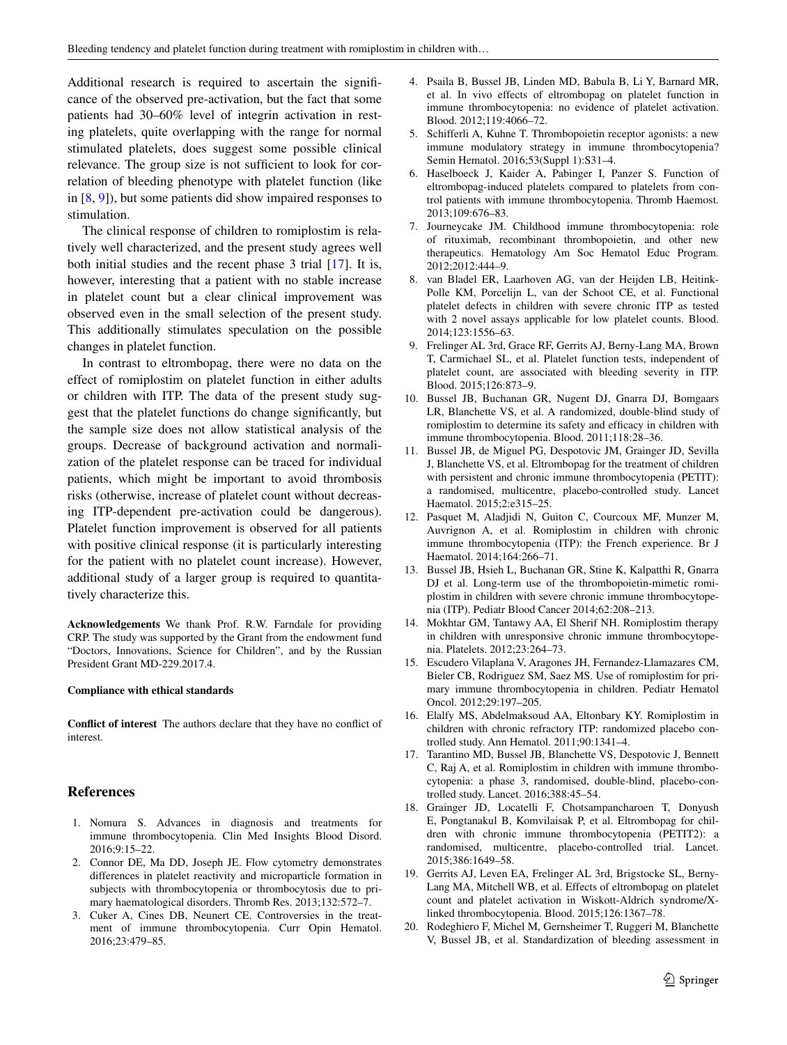Additional research is required to ascertain the significance of the observed pre-activation, but the fact that some patients had 30–60% level of integrin activation in resting platelets, quite overlapping with the range for normal stimulated platelets, does suggest some possible clinical relevance. The group size is not sufficient to look for correlation of bleeding phenotype with platelet function (like in [8, 9]), but some patients did show impaired responses to stimulation.

The clinical response of children to romiplostim is relatively well characterized, and the present study agrees well both initial studies and the recent phase 3 trial [17]. It is, however, interesting that a patient with no stable increase in platelet count but a clear clinical improvement was observed even in the small selection of the present study. This additionally stimulates speculation on the possible changes in platelet function.

In contrast to eltrombopag, there were no data on the effect of romiplostim on platelet function in either adults or children with ITP. The data of the present study suggest that the platelet functions do change significantly, but the sample size does not allow statistical analysis of the groups. Decrease of background activation and normalization of the platelet response can be traced for individual patients, which might be important to avoid thrombosis risks (otherwise, increase of platelet count without decreasing ITP-dependent pre-activation could be dangerous). Platelet function improvement is observed for all patients with positive clinical response (it is particularly interesting for the patient with no platelet count increase). However, additional study of a larger group is required to quantitatively characterize this.

**Acknowledgements** We thank Prof. R.W. Farndale for providing CRP. The study was supported by the Grant from the endowment fund "Doctors, Innovations, Science for Children", and by the Russian President Grant MD-229.2017.4.

**Compliance with ethical standards**

**Conflict of interest** The authors declare that they have no conflict of interest.

## References

1. Nomura S. Advances in diagnosis and treatments for immune thrombocytopenia. Clin Med Insights Blood Disord. 2016;9:15–22.
2. Connor DE, Ma DD, Joseph JE. Flow cytometry demonstrates differences in platelet reactivity and microparticle formation in subjects with thrombocytopenia or thrombocytosis due to primary haematological disorders. Thromb Res. 2013;132:572–7.
3. Cuker A, Cines DB, Neunert CE. Controversies in the treatment of immune thrombocytopenia. Curr Opin Hematol. 2016;23:479–85.
4. Psaila B, Bussel JB, Linden MD, Babula B, Li Y, Barnard MR, et al. In vivo effects of eltrombopag on platelet function in immune thrombocytopenia: no evidence of platelet activation. Blood. 2012;119:4066–72.
5. Schifferli A, Kuhne T. Thrombopoietin receptor agonists: a new immune modulatory strategy in immune thrombocytopenia? Semin Hematol. 2016;53(Suppl 1):S31–4.
6. Haselboeck J, Kaider A, Pabinger I, Panzer S. Function of eltrombopag-induced platelets compared to platelets from control patients with immune thrombocytopenia. Thromb Haemost. 2013;109:676–83.
7. Journeycake JM. Childhood immune thrombocytopenia: role of rituximab, recombinant thrombopoietin, and other new therapeutics. Hematology Am Soc Hematol Educ Program. 2012;2012:444–9.
8. van Bladel ER, Laarhoven AG, van der Heijden LB, Heitink-Polle KM, Porcelijn L, van der Schoot CE, et al. Functional platelet defects in children with severe chronic ITP as tested with 2 novel assays applicable for low platelet counts. Blood. 2014;123:1556–63.
9. Frelinger AL 3rd, Grace RF, Gerrits AJ, Berny-Lang MA, Brown T, Carmichael SL, et al. Platelet function tests, independent of platelet count, are associated with bleeding severity in ITP. Blood. 2015;126:873–9.
10. Bussel JB, Buchanan GR, Nugent DJ, Gnarra DJ, Bomgaars LR, Blanchette VS, et al. A randomized, double-blind study of romiplostim to determine its safety and efficacy in children with immune thrombocytopenia. Blood. 2011;118:28–36.
11. Bussel JB, de Miguel PG, Despotovic JM, Grainger JD, Sevilla J, Blanchette VS, et al. Eltrombopag for the treatment of children with persistent and chronic immune thrombocytopenia (PETIT): a randomised, multicentre, placebo-controlled study. Lancet Haematol. 2015;2:e315–25.
12. Pasquet M, Aladjidi N, Guiton C, Courcoux MF, Munzer M, Auvrignon A, et al. Romiplostim in children with chronic immune thrombocytopenia (ITP): the French experience. Br J Haematol. 2014;164:266–71.
13. Bussel JB, Hsieh L, Buchanan GR, Stine K, Kalpatthi R, Gnarra DJ et al. Long-term use of the thrombopoietin-mimetic romiplostim in children with severe chronic immune thrombocytopenia (ITP). Pediatr Blood Cancer 2014;62:208–213.
14. Mokhtar GM, Tantawy AA, El Sherif NH. Romiplostim therapy in children with unresponsive chronic immune thrombocytopenia. Platelets. 2012;23:264–73.
15. Escudero Vilaplana V, Aragones JH, Fernandez-Llamazares CM, Bieler CB, Rodriguez SM, Saez MS. Use of romiplostim for primary immune thrombocytopenia in children. Pediatr Hematol Oncol. 2012;29:197–205.
16. Elalfy MS, Abdelmaksoud AA, Eltonbary KY. Romiplostim in children with chronic refractory ITP: randomized placebo controlled study. Ann Hematol. 2011;90:1341–4.
17. Tarantino MD, Bussel JB, Blanchette VS, Despotovic J, Bennett C, Raj A, et al. Romiplostim in children with immune thrombocytopenia: a phase 3, randomised, double-blind, placebo-controlled study. Lancet. 2016;388:45–54.
18. Grainger JD, Locatelli F, Chotsampancharoen T, Donyush E, Pongtanakul B, Komvilaisak P, et al. Eltrombopag for children with chronic immune thrombocytopenia (PETIT2): a randomised, multicentre, placebo-controlled trial. Lancet. 2015;386:1649–58.
19. Gerrits AJ, Leven EA, Frelinger AL 3rd, Brigstocke SL, Berny-Lang MA, Mitchell WB, et al. Effects of eltrombopag on platelet count and platelet activation in Wiskott-Aldrich syndrome/X-linked thrombocytopenia. Blood. 2015;126:1367–78.
20. Rodeghiero F, Michel M, Gernsheimer T, Ruggeri M, Blanchette V, Bussel JB, et al. Standardization of bleeding assessment in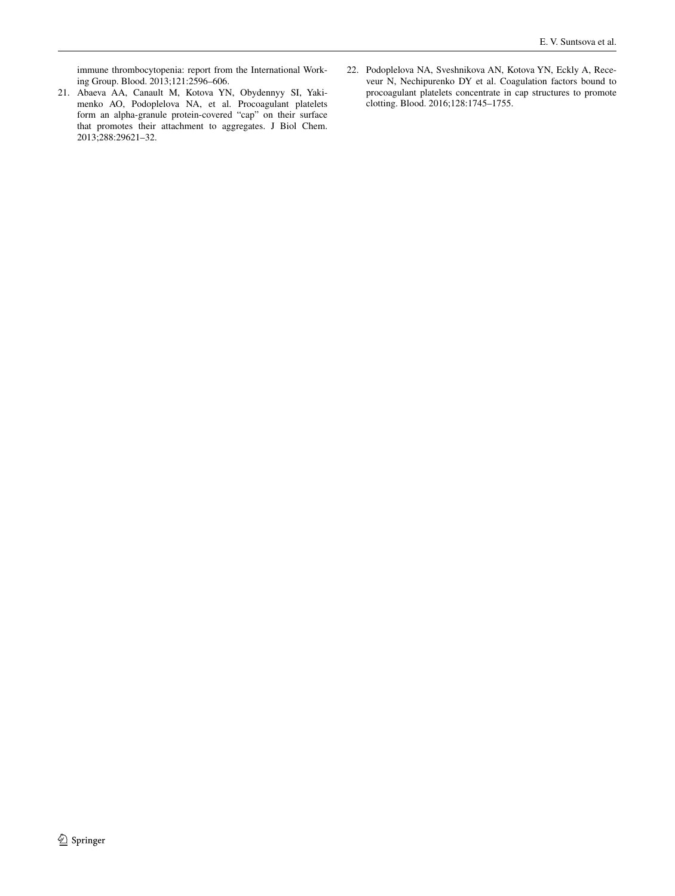immune thrombocytopenia: report from the International Working Group. Blood. 2013;121:2596–606.

21. Abaeva AA, Canault M, Kotova YN, Obydennyy SI, Yakimenko AO, Podoplelova NA, et al. Procoagulant platelets form an alpha-granule protein-covered "cap" on their surface that promotes their attachment to aggregates. J Biol Chem. 2013;288:29621–32.
22. Podoplelova NA, Sveshnikova AN, Kotova YN, Eckly A, Receveur N, Nechipurenko DY et al. Coagulation factors bound to procoagulant platelets concentrate in cap structures to promote clotting. Blood. 2016;128:1745–1755.